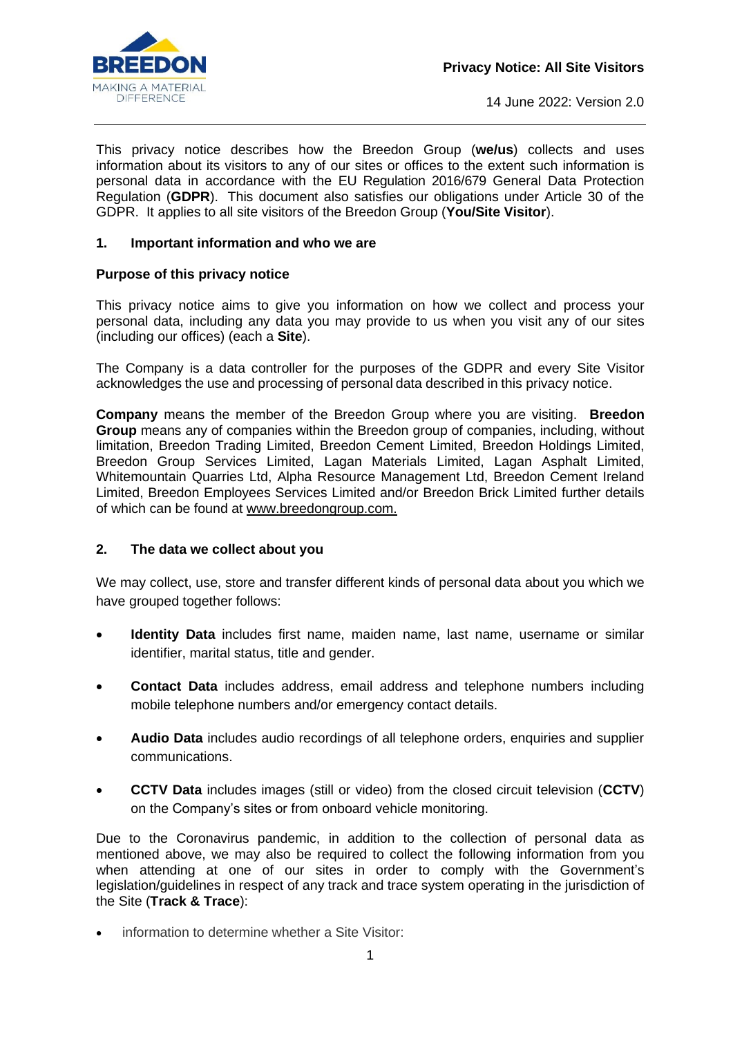**Privacy Notice: All Site Visitors**

14 June 2022: Version 2.0

This privacy notice describes how the Breedon Group (**we/us**) collects and uses information about its visitors to any of our sites or offices to the extent such information is personal data in accordance with the EU Regulation 2016/679 General Data Protection Regulation (**GDPR**). This document also satisfies our obligations under Article 30 of the GDPR. It applies to all site visitors of the Breedon Group (**You/Site Visitor**).

## 1. Important information and who we are

### Purpose of this privacy notice

This privacy notice aims to give you information on how we collect and process your personal data, including any data you may provide to us when you visit any of our sites (including our offices) (each a **Site**).

The Company is a data controller for the purposes of the GDPR and every Site Visitor acknowledges the use and processing of personal data described in this privacy notice.

**Company** means the member of the Breedon Group where you are visiting. **Breedon Group** means any of companies within the Breedon group of companies, including, without limitation, Breedon Trading Limited, Breedon Cement Limited, Breedon Holdings Limited, Breedon Group Services Limited, Lagan Materials Limited, Lagan Asphalt Limited, Whitemountain Quarries Ltd, Alpha Resource Management Ltd, Breedon Cement Ireland Limited, Breedon Employees Services Limited and/or Breedon Brick Limited further details of which can be found at www.breedongroup.com.

## 2. The data we collect about you

We may collect, use, store and transfer different kinds of personal data about you which we have grouped together follows:

- **Identity Data** includes first name, maiden name, last name, username or similar identifier, marital status, title and gender.
- **Contact Data** includes address, email address and telephone numbers including mobile telephone numbers and/or emergency contact details.
- **Audio Data** includes audio recordings of all telephone orders, enquiries and supplier communications.
- **CCTV Data** includes images (still or video) from the closed circuit television (**CCTV**) on the Company's sites or from onboard vehicle monitoring.

Due to the Coronavirus pandemic, in addition to the collection of personal data as mentioned above, we may also be required to collect the following information from you when attending at one of our sites in order to comply with the Government's legislation/guidelines in respect of any track and trace system operating in the jurisdiction of the Site (**Track & Trace**):

- information to determine whether a Site Visitor: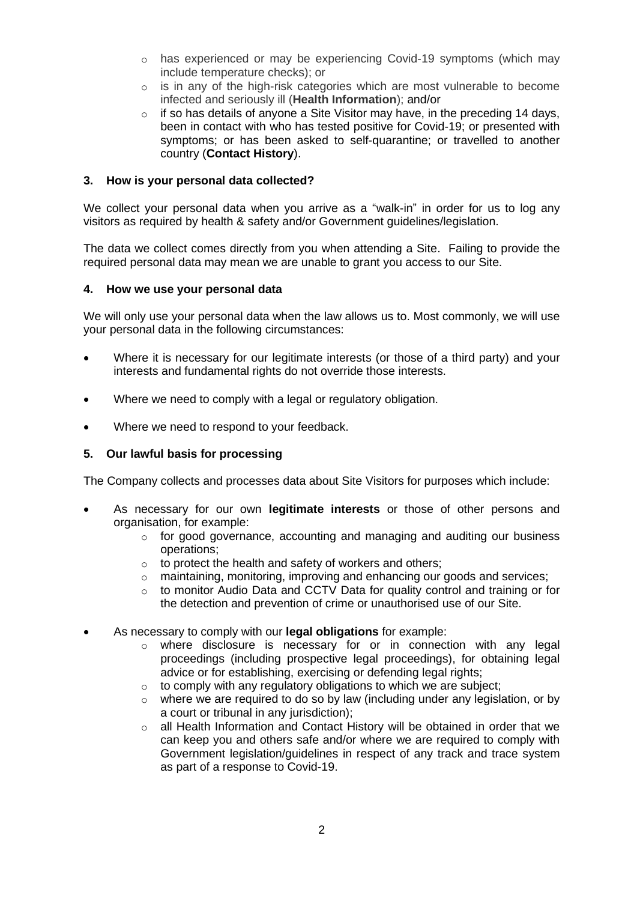- has experienced or may be experiencing Covid-19 symptoms (which may include temperature checks); or
- is in any of the high-risk categories which are most vulnerable to become infected and seriously ill (**Health Information**); and/or
- if so has details of anyone a Site Visitor may have, in the preceding 14 days, been in contact with who has tested positive for Covid-19; or presented with symptoms; or has been asked to self-quarantine; or travelled to another country (**Contact History**).

## 3. How is your personal data collected?

We collect your personal data when you arrive as a "walk-in" in order for us to log any visitors as required by health & safety and/or Government guidelines/legislation.

The data we collect comes directly from you when attending a Site. Failing to provide the required personal data may mean we are unable to grant you access to our Site.

## 4. How we use your personal data

We will only use your personal data when the law allows us to. Most commonly, we will use your personal data in the following circumstances:

- Where it is necessary for our legitimate interests (or those of a third party) and your interests and fundamental rights do not override those interests.
- Where we need to comply with a legal or regulatory obligation.
- Where we need to respond to your feedback.

## 5. Our lawful basis for processing

The Company collects and processes data about Site Visitors for purposes which include:

- As necessary for our own **legitimate interests** or those of other persons and organisation, for example:
  - for good governance, accounting and managing and auditing our business operations;
  - to protect the health and safety of workers and others;
  - maintaining, monitoring, improving and enhancing our goods and services;
  - to monitor Audio Data and CCTV Data for quality control and training or for the detection and prevention of crime or unauthorised use of our Site.
- As necessary to comply with our **legal obligations** for example:
  - where disclosure is necessary for or in connection with any legal proceedings (including prospective legal proceedings), for obtaining legal advice or for establishing, exercising or defending legal rights;
  - to comply with any regulatory obligations to which we are subject;
  - where we are required to do so by law (including under any legislation, or by a court or tribunal in any jurisdiction);
  - all Health Information and Contact History will be obtained in order that we can keep you and others safe and/or where we are required to comply with Government legislation/guidelines in respect of any track and trace system as part of a response to Covid-19.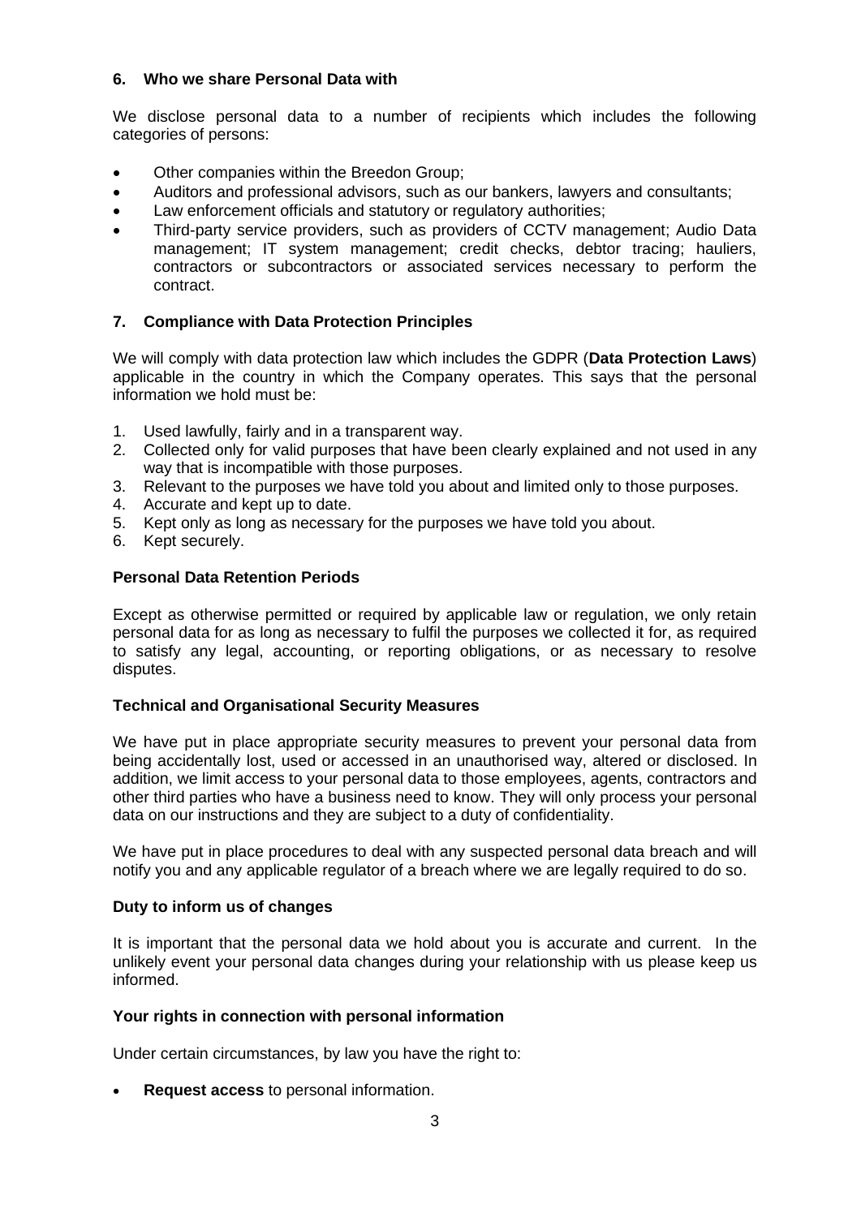## 6. Who we share Personal Data with

We disclose personal data to a number of recipients which includes the following categories of persons:

- Other companies within the Breedon Group;
- Auditors and professional advisors, such as our bankers, lawyers and consultants;
- Law enforcement officials and statutory or regulatory authorities;
- Third-party service providers, such as providers of CCTV management; Audio Data management; IT system management; credit checks, debtor tracing; hauliers, contractors or subcontractors or associated services necessary to perform the contract.

## 7. Compliance with Data Protection Principles

We will comply with data protection law which includes the GDPR (**Data Protection Laws**) applicable in the country in which the Company operates. This says that the personal information we hold must be:

1. Used lawfully, fairly and in a transparent way.
2. Collected only for valid purposes that have been clearly explained and not used in any way that is incompatible with those purposes.
3. Relevant to the purposes we have told you about and limited only to those purposes.
4. Accurate and kept up to date.
5. Kept only as long as necessary for the purposes we have told you about.
6. Kept securely.

### Personal Data Retention Periods

Except as otherwise permitted or required by applicable law or regulation, we only retain personal data for as long as necessary to fulfil the purposes we collected it for, as required to satisfy any legal, accounting, or reporting obligations, or as necessary to resolve disputes.

### Technical and Organisational Security Measures

We have put in place appropriate security measures to prevent your personal data from being accidentally lost, used or accessed in an unauthorised way, altered or disclosed. In addition, we limit access to your personal data to those employees, agents, contractors and other third parties who have a business need to know. They will only process your personal data on our instructions and they are subject to a duty of confidentiality.

We have put in place procedures to deal with any suspected personal data breach and will notify you and any applicable regulator of a breach where we are legally required to do so.

### Duty to inform us of changes

It is important that the personal data we hold about you is accurate and current. In the unlikely event your personal data changes during your relationship with us please keep us informed.

### Your rights in connection with personal information

Under certain circumstances, by law you have the right to:

- **Request access** to personal information.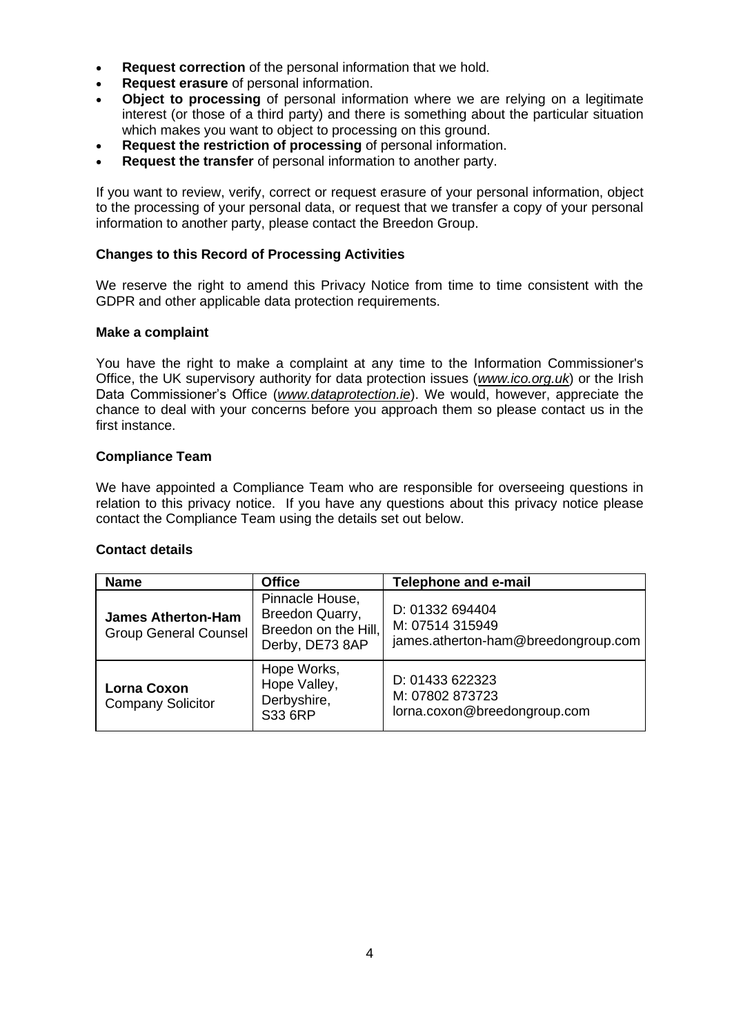- **Request correction** of the personal information that we hold.
- **Request erasure** of personal information.
- **Object to processing** of personal information where we are relying on a legitimate interest (or those of a third party) and there is something about the particular situation which makes you want to object to processing on this ground.
- **Request the restriction of processing** of personal information.
- **Request the transfer** of personal information to another party.

If you want to review, verify, correct or request erasure of your personal information, object to the processing of your personal data, or request that we transfer a copy of your personal information to another party, please contact the Breedon Group.

**Changes to this Record of Processing Activities**

We reserve the right to amend this Privacy Notice from time to time consistent with the GDPR and other applicable data protection requirements.

**Make a complaint**

You have the right to make a complaint at any time to the Information Commissioner's Office, the UK supervisory authority for data protection issues (*www.ico.org.uk*) or the Irish Data Commissioner's Office (*www.dataprotection.ie*). We would, however, appreciate the chance to deal with your concerns before you approach them so please contact us in the first instance.

**Compliance Team**

We have appointed a Compliance Team who are responsible for overseeing questions in relation to this privacy notice. If you have any questions about this privacy notice please contact the Compliance Team using the details set out below.

**Contact details**

| Name | Office | Telephone and e-mail |
| --- | --- | --- |
| **James Atherton-Ham** Group General Counsel | Pinnacle House, Breedon Quarry, Breedon on the Hill, Derby, DE73 8AP | D: 01332 694404<br>M: 07514 315949<br>james.atherton-ham@breedongroup.com |
| **Lorna Coxon** Company Solicitor | Hope Works, Hope Valley, Derbyshire, S33 6RP | D: 01433 622323<br>M: 07802 873723<br>lorna.coxon@breedongroup.com |